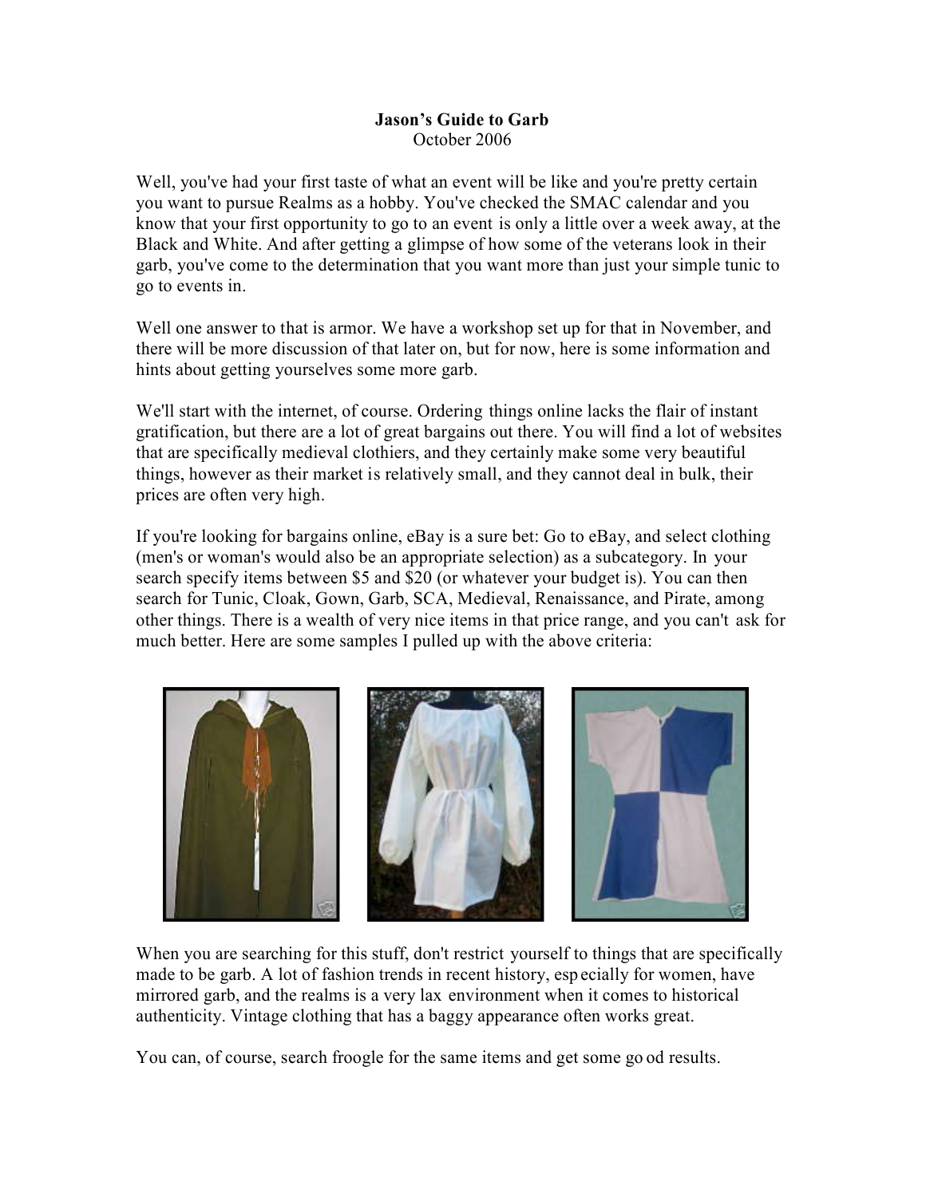**Jason's Guide to Garb**
October 2006

Well, you've had your first taste of what an event will be like and you're pretty certain you want to pursue Realms as a hobby. You've checked the SMAC calendar and you know that your first opportunity to go to an event is only a little over a week away, at the Black and White. And after getting a glimpse of how some of the veterans look in their garb, you've come to the determination that you want more than just your simple tunic to go to events in.

Well one answer to that is armor. We have a workshop set up for that in November, and there will be more discussion of that later on, but for now, here is some information and hints about getting yourselves some more garb.

We'll start with the internet, of course. Ordering things online lacks the flair of instant gratification, but there are a lot of great bargains out there. You will find a lot of websites that are specifically medieval clothiers, and they certainly make some very beautiful things, however as their market is relatively small, and they cannot deal in bulk, their prices are often very high.

If you're looking for bargains online, eBay is a sure bet: Go to eBay, and select clothing (men's or woman's would also be an appropriate selection) as a subcategory. In your search specify items between $5 and $20 (or whatever your budget is). You can then search for Tunic, Cloak, Gown, Garb, SCA, Medieval, Renaissance, and Pirate, among other things. There is a wealth of very nice items in that price range, and you can't ask for much better. Here are some samples I pulled up with the above criteria:

When you are searching for this stuff, don't restrict yourself to things that are specifically made to be garb. A lot of fashion trends in recent history, especially for women, have mirrored garb, and the realms is a very lax environment when it comes to historical authenticity. Vintage clothing that has a baggy appearance often works great.

You can, of course, search froogle for the same items and get some good results.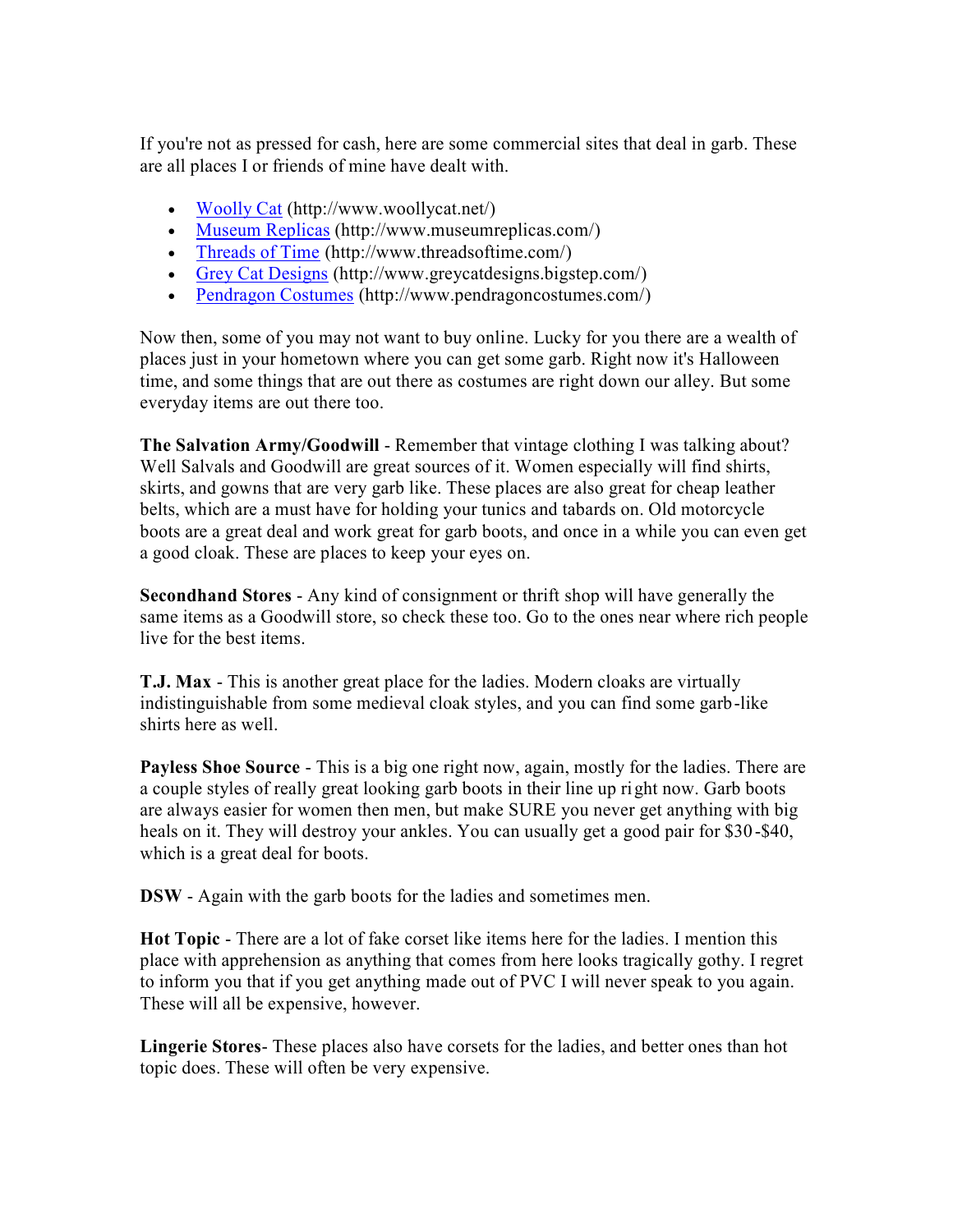If you're not as pressed for cash, here are some commercial sites that deal in garb. These are all places I or friends of mine have dealt with.

- [Woolly Cat](http://www.woollycat.net/) (http://www.woollycat.net/)
- [Museum Replicas](http://www.museumreplicas.com/) (http://www.museumreplicas.com/)
- [Threads of Time](http://www.threadsoftime.com/) (http://www.threadsoftime.com/)
- [Grey Cat Designs](http://www.greycatdesigns.bigstep.com/) (http://www.greycatdesigns.bigstep.com/)
- [Pendragon Costumes](http://www.pendragoncostumes.com/) (http://www.pendragoncostumes.com/)

Now then, some of you may not want to buy online. Lucky for you there are a wealth of places just in your hometown where you can get some garb. Right now it's Halloween time, and some things that are out there as costumes are right down our alley. But some everyday items are out there too.

**The Salvation Army/Goodwill** - Remember that vintage clothing I was talking about? Well Salvals and Goodwill are great sources of it. Women especially will find shirts, skirts, and gowns that are very garb like. These places are also great for cheap leather belts, which are a must have for holding your tunics and tabards on. Old motorcycle boots are a great deal and work great for garb boots, and once in a while you can even get a good cloak. These are places to keep your eyes on.

**Secondhand Stores** - Any kind of consignment or thrift shop will have generally the same items as a Goodwill store, so check these too. Go to the ones near where rich people live for the best items.

**T.J. Max** - This is another great place for the ladies. Modern cloaks are virtually indistinguishable from some medieval cloak styles, and you can find some garb-like shirts here as well.

**Payless Shoe Source** - This is a big one right now, again, mostly for the ladies. There are a couple styles of really great looking garb boots in their line up right now. Garb boots are always easier for women then men, but make SURE you never get anything with big heals on it. They will destroy your ankles. You can usually get a good pair for $30-$40, which is a great deal for boots.

**DSW** - Again with the garb boots for the ladies and sometimes men.

**Hot Topic** - There are a lot of fake corset like items here for the ladies. I mention this place with apprehension as anything that comes from here looks tragically gothy. I regret to inform you that if you get anything made out of PVC I will never speak to you again. These will all be expensive, however.

**Lingerie Stores**- These places also have corsets for the ladies, and better ones than hot topic does. These will often be very expensive.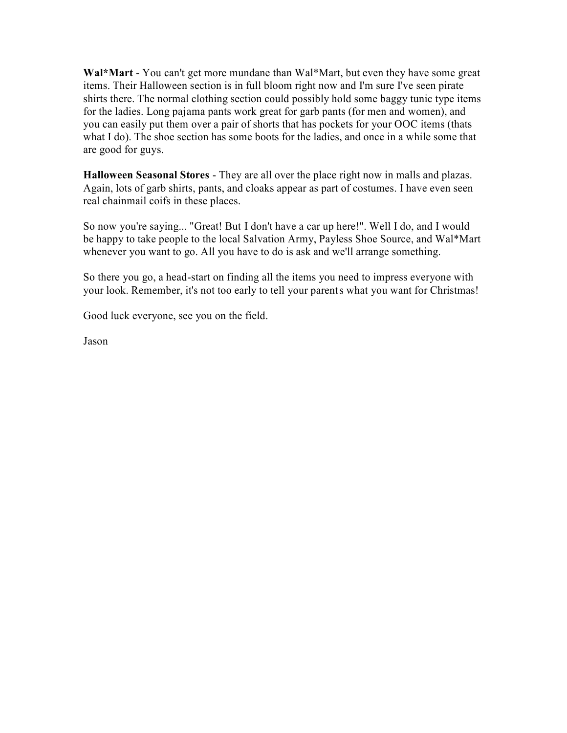**Wal*Mart** - You can't get more mundane than Wal*Mart, but even they have some great items. Their Halloween section is in full bloom right now and I'm sure I've seen pirate shirts there. The normal clothing section could possibly hold some baggy tunic type items for the ladies. Long pajama pants work great for garb pants (for men and women), and you can easily put them over a pair of shorts that has pockets for your OOC items (thats what I do). The shoe section has some boots for the ladies, and once in a while some that are good for guys.

**Halloween Seasonal Stores** - They are all over the place right now in malls and plazas. Again, lots of garb shirts, pants, and cloaks appear as part of costumes. I have even seen real chainmail coifs in these places.

So now you're saying... "Great! But I don't have a car up here!". Well I do, and I would be happy to take people to the local Salvation Army, Payless Shoe Source, and Wal*Mart whenever you want to go. All you have to do is ask and we'll arrange something.

So there you go, a head-start on finding all the items you need to impress everyone with your look. Remember, it's not too early to tell your parents what you want for Christmas!

Good luck everyone, see you on the field.

Jason